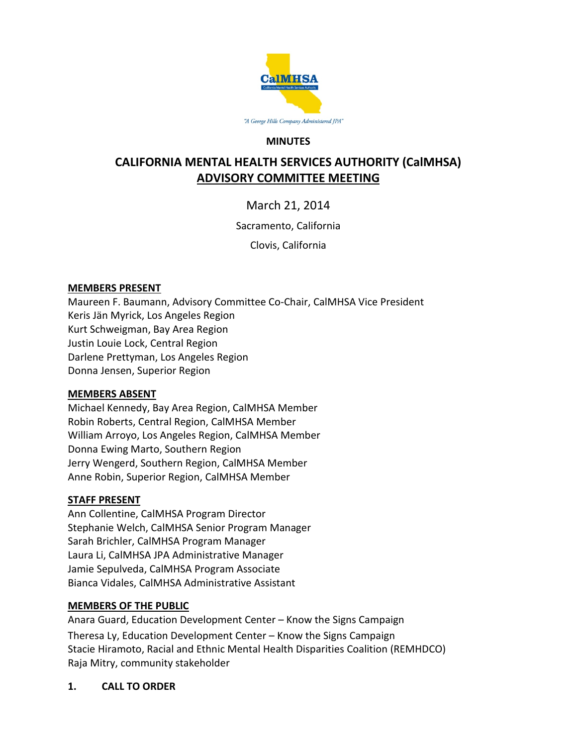CalMHSA

California Mental Health Services Authority

*"A George Hills Company Administered JPA"*

**MINUTES**

# CALIFORNIA MENTAL HEALTH SERVICES AUTHORITY (CalMHSA)
# ADVISORY COMMITTEE MEETING

March 21, 2014

Sacramento, California

Clovis, California

**MEMBERS PRESENT**

Maureen F. Baumann, Advisory Committee Co-Chair, CalMHSA Vice President
Keris Jän Myrick, Los Angeles Region
Kurt Schweigman, Bay Area Region
Justin Louie Lock, Central Region
Darlene Prettyman, Los Angeles Region
Donna Jensen, Superior Region

**MEMBERS ABSENT**

Michael Kennedy, Bay Area Region, CalMHSA Member
Robin Roberts, Central Region, CalMHSA Member
William Arroyo, Los Angeles Region, CalMHSA Member
Donna Ewing Marto, Southern Region
Jerry Wengerd, Southern Region, CalMHSA Member
Anne Robin, Superior Region, CalMHSA Member

**STAFF PRESENT**

Ann Collentine, CalMHSA Program Director
Stephanie Welch, CalMHSA Senior Program Manager
Sarah Brichler, CalMHSA Program Manager
Laura Li, CalMHSA JPA Administrative Manager
Jamie Sepulveda, CalMHSA Program Associate
Bianca Vidales, CalMHSA Administrative Assistant

**MEMBERS OF THE PUBLIC**

Anara Guard, Education Development Center – Know the Signs Campaign
Theresa Ly, Education Development Center – Know the Signs Campaign
Stacie Hiramoto, Racial and Ethnic Mental Health Disparities Coalition (REMHDCO)
Raja Mitry, community stakeholder

**1. CALL TO ORDER**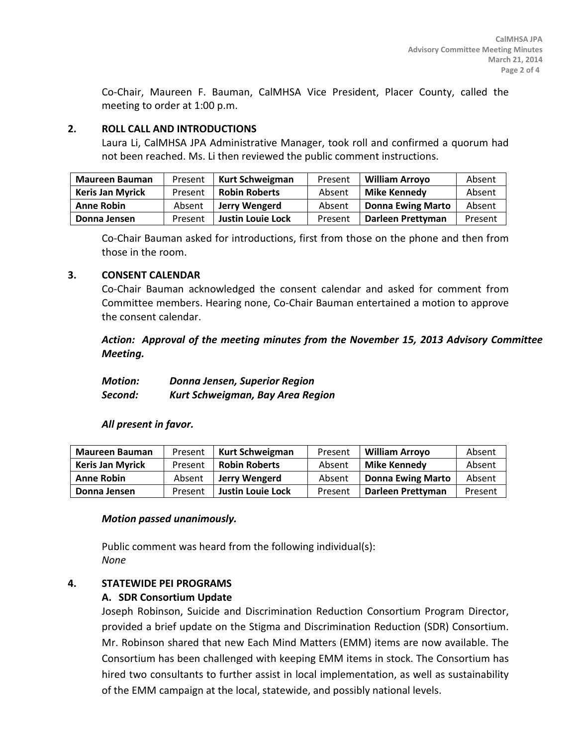Co-Chair, Maureen F. Bauman, CalMHSA Vice President, Placer County, called the meeting to order at 1:00 p.m.

## 2. ROLL CALL AND INTRODUCTIONS

Laura Li, CalMHSA JPA Administrative Manager, took roll and confirmed a quorum had not been reached. Ms. Li then reviewed the public comment instructions.

| | | | | | |
|---|---|---|---|---|---|
| **Maureen Bauman** | Present | **Kurt Schweigman** | Present | **William Arroyo** | Absent |
| **Keris Jan Myrick** | Present | **Robin Roberts** | Absent | **Mike Kennedy** | Absent |
| **Anne Robin** | Absent | **Jerry Wengerd** | Absent | **Donna Ewing Marto** | Absent |
| **Donna Jensen** | Present | **Justin Louie Lock** | Present | **Darleen Prettyman** | Present |

Co-Chair Bauman asked for introductions, first from those on the phone and then from those in the room.

## 3. CONSENT CALENDAR

Co-Chair Bauman acknowledged the consent calendar and asked for comment from Committee members. Hearing none, Co-Chair Bauman entertained a motion to approve the consent calendar.

***Action: Approval of the meeting minutes from the November 15, 2013 Advisory Committee Meeting.***

***Motion: Donna Jensen, Superior Region***
***Second: Kurt Schweigman, Bay Area Region***

***All present in favor.***

| | | | | | |
|---|---|---|---|---|---|
| **Maureen Bauman** | Present | **Kurt Schweigman** | Present | **William Arroyo** | Absent |
| **Keris Jan Myrick** | Present | **Robin Roberts** | Absent | **Mike Kennedy** | Absent |
| **Anne Robin** | Absent | **Jerry Wengerd** | Absent | **Donna Ewing Marto** | Absent |
| **Donna Jensen** | Present | **Justin Louie Lock** | Present | **Darleen Prettyman** | Present |

***Motion passed unanimously.***

Public comment was heard from the following individual(s):
*None*

## 4. STATEWIDE PEI PROGRAMS

### A. SDR Consortium Update

Joseph Robinson, Suicide and Discrimination Reduction Consortium Program Director, provided a brief update on the Stigma and Discrimination Reduction (SDR) Consortium. Mr. Robinson shared that new Each Mind Matters (EMM) items are now available. The Consortium has been challenged with keeping EMM items in stock. The Consortium has hired two consultants to further assist in local implementation, as well as sustainability of the EMM campaign at the local, statewide, and possibly national levels.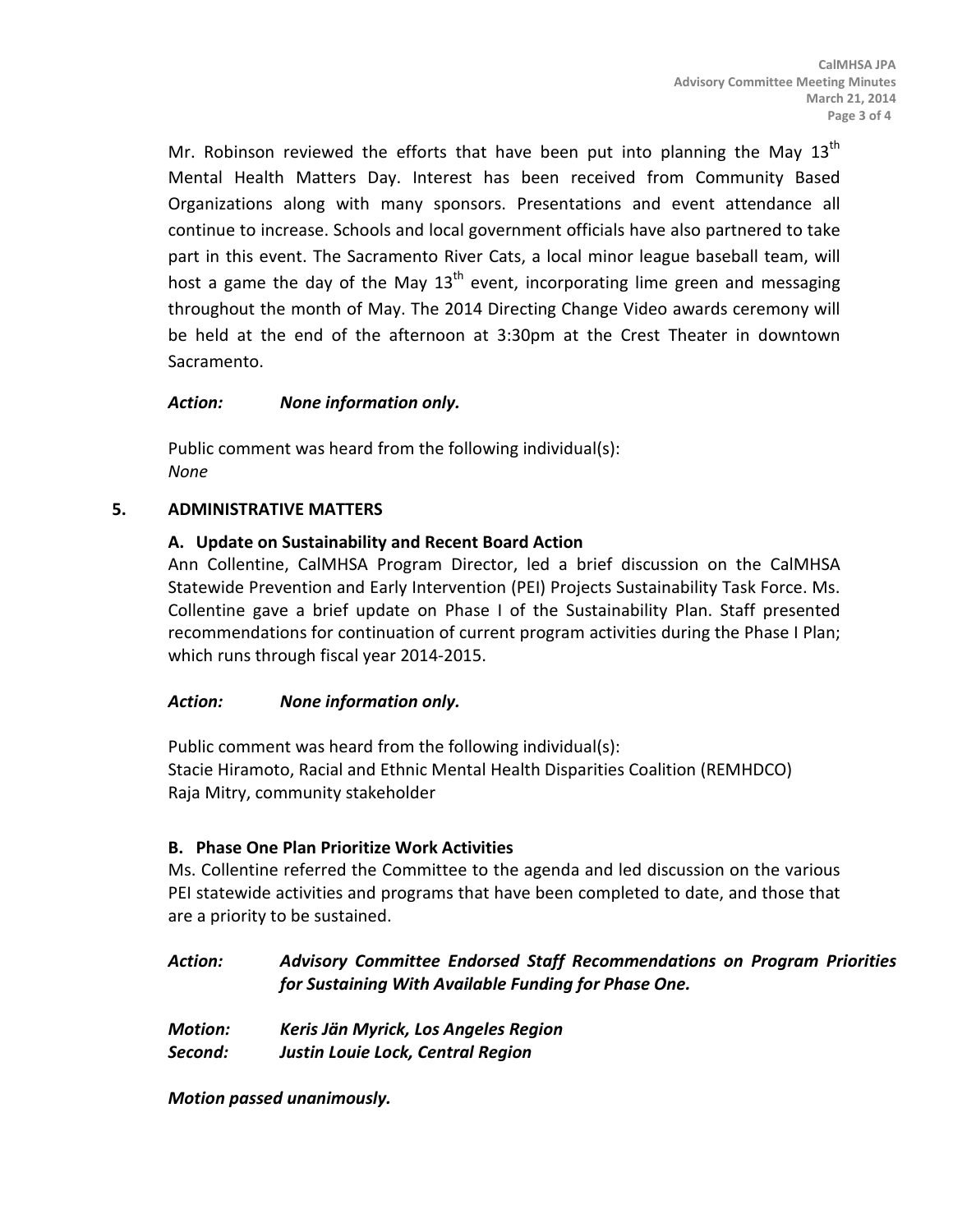Mr. Robinson reviewed the efforts that have been put into planning the May 13th Mental Health Matters Day. Interest has been received from Community Based Organizations along with many sponsors. Presentations and event attendance all continue to increase. Schools and local government officials have also partnered to take part in this event. The Sacramento River Cats, a local minor league baseball team, will host a game the day of the May 13th event, incorporating lime green and messaging throughout the month of May. The 2014 Directing Change Video awards ceremony will be held at the end of the afternoon at 3:30pm at the Crest Theater in downtown Sacramento.

***Action:*** ***None information only.***

Public comment was heard from the following individual(s):
*None*

## 5. ADMINISTRATIVE MATTERS

### A. Update on Sustainability and Recent Board Action

Ann Collentine, CalMHSA Program Director, led a brief discussion on the CalMHSA Statewide Prevention and Early Intervention (PEI) Projects Sustainability Task Force. Ms. Collentine gave a brief update on Phase I of the Sustainability Plan. Staff presented recommendations for continuation of current program activities during the Phase I Plan; which runs through fiscal year 2014-2015.

***Action:*** ***None information only.***

Public comment was heard from the following individual(s):
Stacie Hiramoto, Racial and Ethnic Mental Health Disparities Coalition (REMHDCO)
Raja Mitry, community stakeholder

### B. Phase One Plan Prioritize Work Activities

Ms. Collentine referred the Committee to the agenda and led discussion on the various PEI statewide activities and programs that have been completed to date, and those that are a priority to be sustained.

***Action:*** ***Advisory Committee Endorsed Staff Recommendations on Program Priorities for Sustaining With Available Funding for Phase One.***

***Motion:*** ***Keris Jän Myrick, Los Angeles Region***
***Second:*** ***Justin Louie Lock, Central Region***

***Motion passed unanimously.***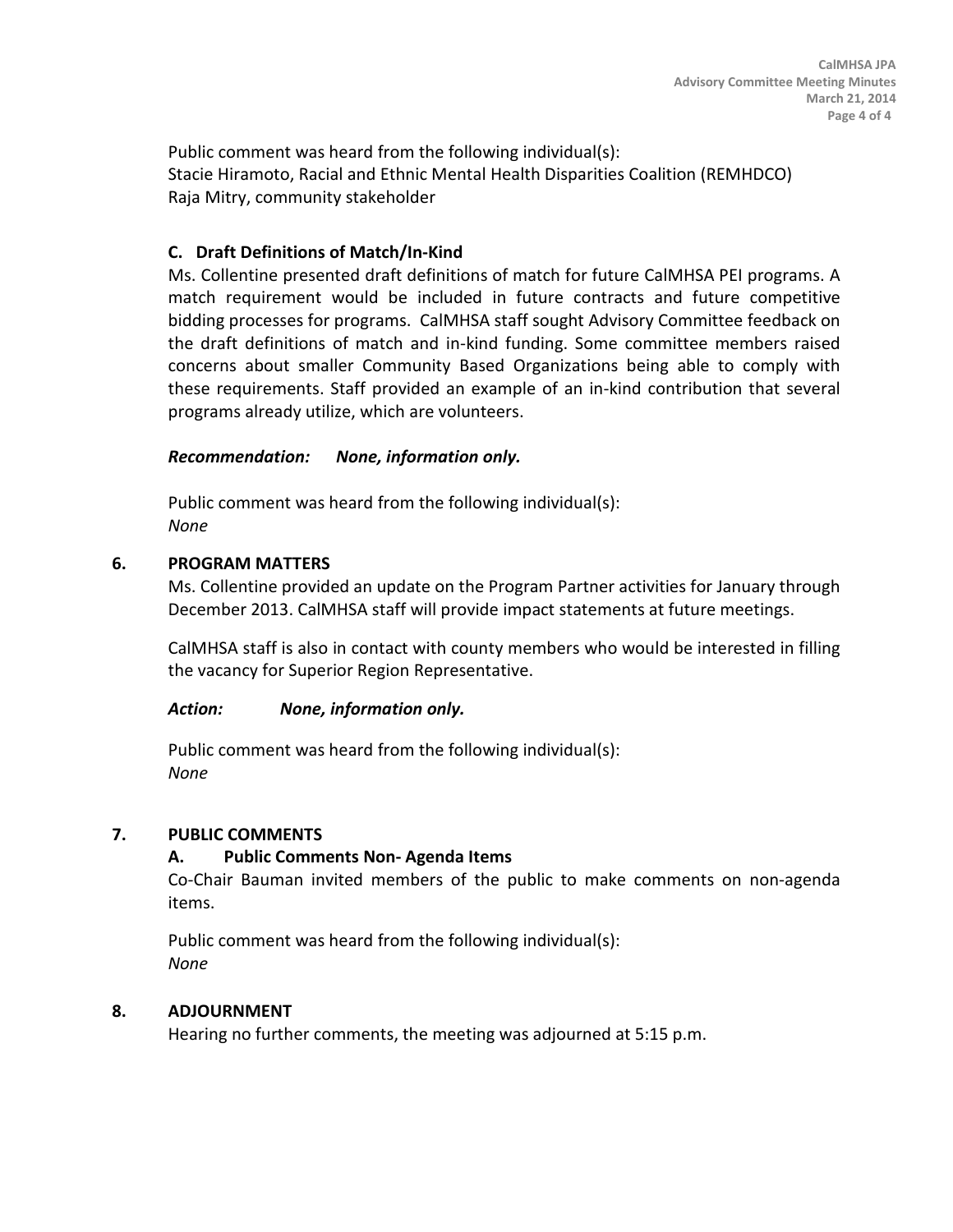Public comment was heard from the following individual(s):
Stacie Hiramoto, Racial and Ethnic Mental Health Disparities Coalition (REMHDCO)
Raja Mitry, community stakeholder

### C. Draft Definitions of Match/In-Kind

Ms. Collentine presented draft definitions of match for future CalMHSA PEI programs. A match requirement would be included in future contracts and future competitive bidding processes for programs. CalMHSA staff sought Advisory Committee feedback on the draft definitions of match and in-kind funding. Some committee members raised concerns about smaller Community Based Organizations being able to comply with these requirements. Staff provided an example of an in-kind contribution that several programs already utilize, which are volunteers.

***Recommendation: None, information only.***

Public comment was heard from the following individual(s):
*None*

## 6. PROGRAM MATTERS

Ms. Collentine provided an update on the Program Partner activities for January through December 2013. CalMHSA staff will provide impact statements at future meetings.

CalMHSA staff is also in contact with county members who would be interested in filling the vacancy for Superior Region Representative.

***Action: None, information only.***

Public comment was heard from the following individual(s):
*None*

## 7. PUBLIC COMMENTS

### A. Public Comments Non- Agenda Items

Co-Chair Bauman invited members of the public to make comments on non-agenda items.

Public comment was heard from the following individual(s):
*None*

## 8. ADJOURNMENT

Hearing no further comments, the meeting was adjourned at 5:15 p.m.